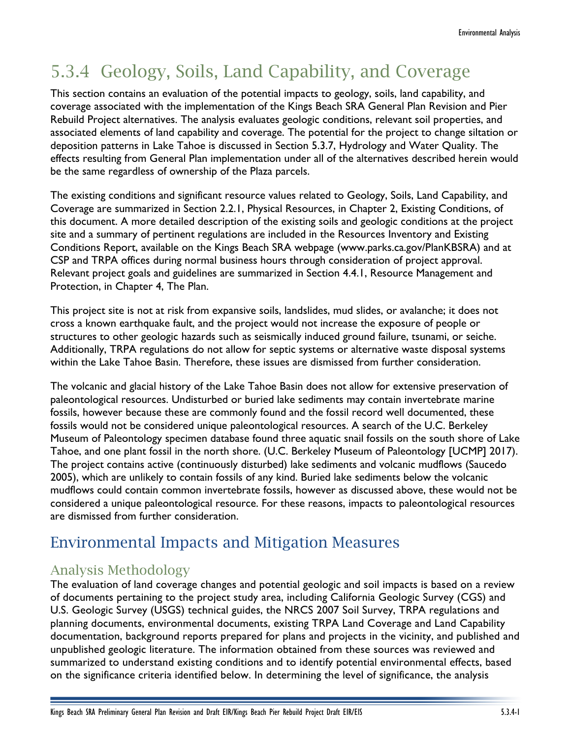# 5.3.4 Geology, Soils, Land Capability, and Coverage

This section contains an evaluation of the potential impacts to geology, soils, land capability, and coverage associated with the implementation of the Kings Beach SRA General Plan Revision and Pier Rebuild Project alternatives. The analysis evaluates geologic conditions, relevant soil properties, and associated elements of land capability and coverage. The potential for the project to change siltation or deposition patterns in Lake Tahoe is discussed in Section 5.3.7, Hydrology and Water Quality. The effects resulting from General Plan implementation under all of the alternatives described herein would be the same regardless of ownership of the Plaza parcels.

The existing conditions and significant resource values related to Geology, Soils, Land Capability, and Coverage are summarized in Section 2.2.1, Physical Resources, in Chapter 2, Existing Conditions, of this document. A more detailed description of the existing soils and geologic conditions at the project site and a summary of pertinent regulations are included in the Resources Inventory and Existing Conditions Report, available on the Kings Beach SRA webpage (www.parks.ca.gov/PlanKBSRA) and at CSP and TRPA offices during normal business hours through consideration of project approval. Relevant project goals and guidelines are summarized in Section 4.4.1, Resource Management and Protection, in Chapter 4, The Plan.

This project site is not at risk from expansive soils, landslides, mud slides, or avalanche; it does not cross a known earthquake fault, and the project would not increase the exposure of people or structures to other geologic hazards such as seismically induced ground failure, tsunami, or seiche. Additionally, TRPA regulations do not allow for septic systems or alternative waste disposal systems within the Lake Tahoe Basin. Therefore, these issues are dismissed from further consideration.

The volcanic and glacial history of the Lake Tahoe Basin does not allow for extensive preservation of paleontological resources. Undisturbed or buried lake sediments may contain invertebrate marine fossils, however because these are commonly found and the fossil record well documented, these fossils would not be considered unique paleontological resources. A search of the U.C. Berkeley Museum of Paleontology specimen database found three aquatic snail fossils on the south shore of Lake Tahoe, and one plant fossil in the north shore. (U.C. Berkeley Museum of Paleontology [UCMP] 2017). The project contains active (continuously disturbed) lake sediments and volcanic mudflows (Saucedo 2005), which are unlikely to contain fossils of any kind. Buried lake sediments below the volcanic mudflows could contain common invertebrate fossils, however as discussed above, these would not be considered a unique paleontological resource. For these reasons, impacts to paleontological resources are dismissed from further consideration.

## Environmental Impacts and Mitigation Measures

### Analysis Methodology

The evaluation of land coverage changes and potential geologic and soil impacts is based on a review of documents pertaining to the project study area, including California Geologic Survey (CGS) and U.S. Geologic Survey (USGS) technical guides, the NRCS 2007 Soil Survey, TRPA regulations and planning documents, environmental documents, existing TRPA Land Coverage and Land Capability documentation, background reports prepared for plans and projects in the vicinity, and published and unpublished geologic literature. The information obtained from these sources was reviewed and summarized to understand existing conditions and to identify potential environmental effects, based on the significance criteria identified below. In determining the level of significance, the analysis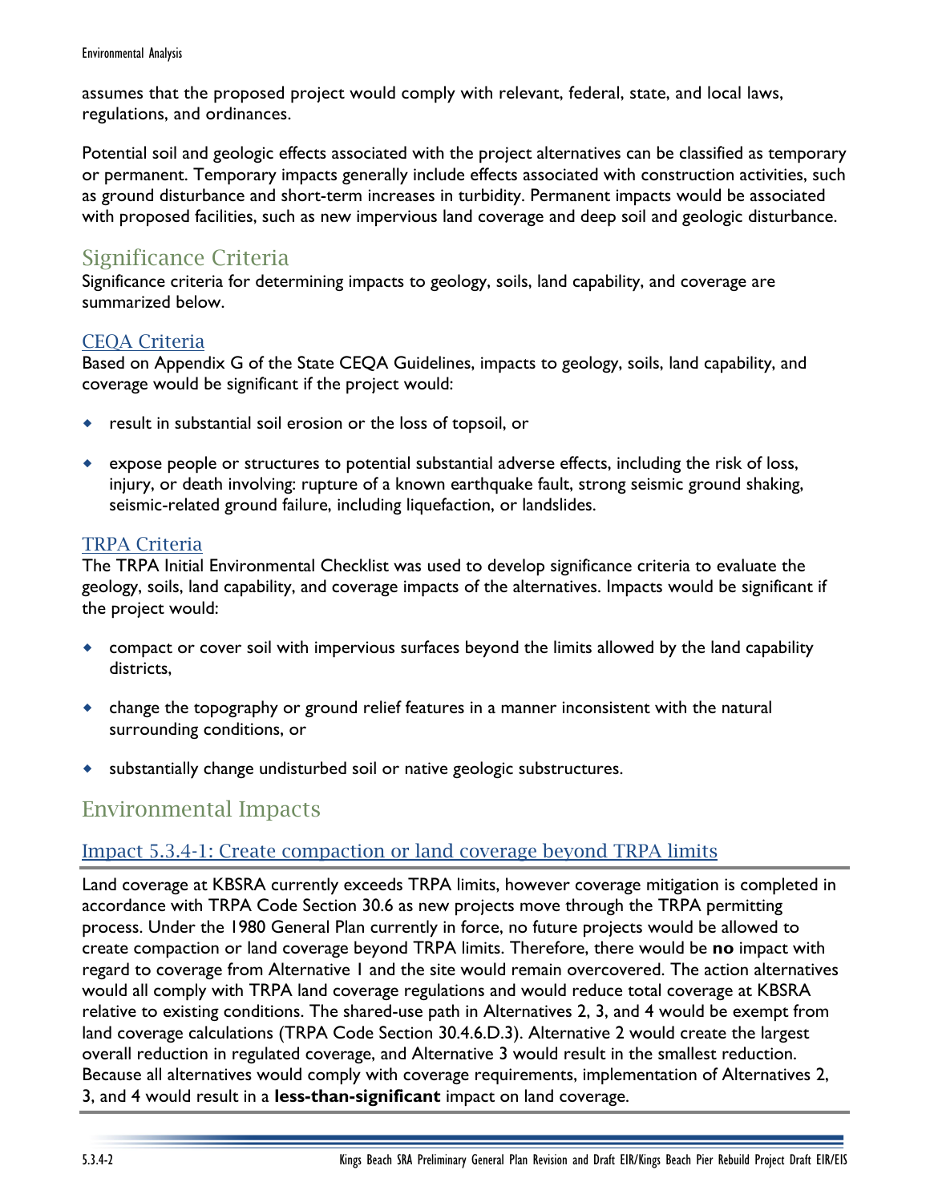assumes that the proposed project would comply with relevant, federal, state, and local laws, regulations, and ordinances.

Potential soil and geologic effects associated with the project alternatives can be classified as temporary or permanent. Temporary impacts generally include effects associated with construction activities, such as ground disturbance and short-term increases in turbidity. Permanent impacts would be associated with proposed facilities, such as new impervious land coverage and deep soil and geologic disturbance.

## Significance Criteria

Significance criteria for determining impacts to geology, soils, land capability, and coverage are summarized below.

### CEQA Criteria

Based on Appendix G of the State CEQA Guidelines, impacts to geology, soils, land capability, and coverage would be significant if the project would:

- result in substantial soil erosion or the loss of topsoil, or
- expose people or structures to potential substantial adverse effects, including the risk of loss, injury, or death involving: rupture of a known earthquake fault, strong seismic ground shaking, seismic-related ground failure, including liquefaction, or landslides.

### TRPA Criteria

The TRPA Initial Environmental Checklist was used to develop significance criteria to evaluate the geology, soils, land capability, and coverage impacts of the alternatives. Impacts would be significant if the project would:

- compact or cover soil with impervious surfaces beyond the limits allowed by the land capability districts,
- change the topography or ground relief features in a manner inconsistent with the natural surrounding conditions, or
- substantially change undisturbed soil or native geologic substructures.

## Environmental Impacts

### Impact 5.3.4-1: Create compaction or land coverage beyond TRPA limits

Land coverage at KBSRA currently exceeds TRPA limits, however coverage mitigation is completed in accordance with TRPA Code Section 30.6 as new projects move through the TRPA permitting process. Under the 1980 General Plan currently in force, no future projects would be allowed to create compaction or land coverage beyond TRPA limits. Therefore, there would be **no** impact with regard to coverage from Alternative 1 and the site would remain overcovered. The action alternatives would all comply with TRPA land coverage regulations and would reduce total coverage at KBSRA relative to existing conditions. The shared-use path in Alternatives 2, 3, and 4 would be exempt from land coverage calculations (TRPA Code Section 30.4.6.D.3). Alternative 2 would create the largest overall reduction in regulated coverage, and Alternative 3 would result in the smallest reduction. Because all alternatives would comply with coverage requirements, implementation of Alternatives 2, 3, and 4 would result in a **less-than-significant** impact on land coverage.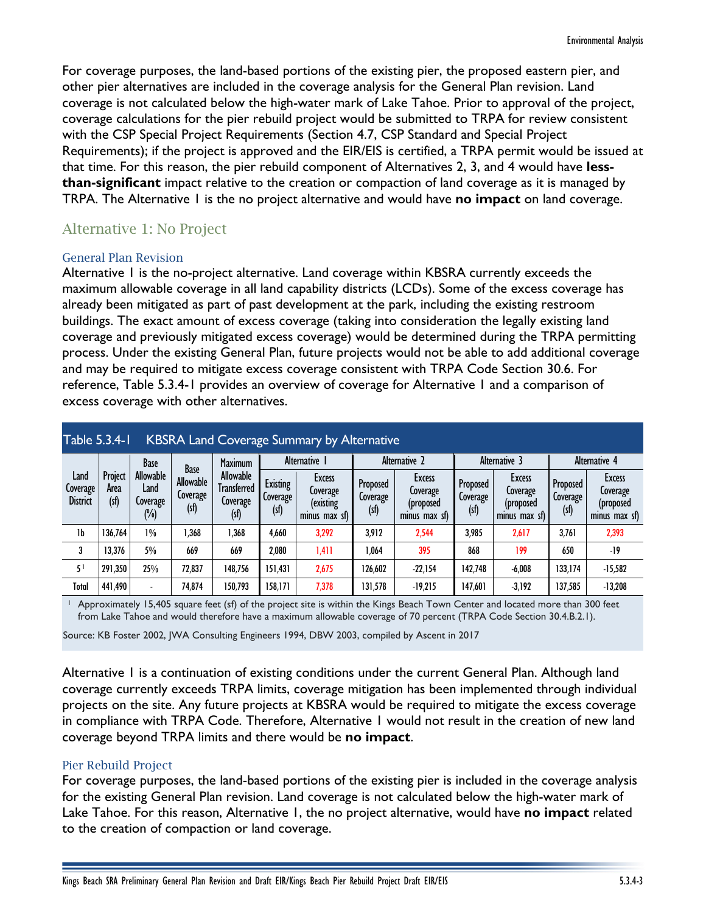For coverage purposes, the land-based portions of the existing pier, the proposed eastern pier, and other pier alternatives are included in the coverage analysis for the General Plan revision. Land coverage is not calculated below the high-water mark of Lake Tahoe. Prior to approval of the project, coverage calculations for the pier rebuild project would be submitted to TRPA for review consistent with the CSP Special Project Requirements (Section 4.7, CSP Standard and Special Project Requirements); if the project is approved and the EIR/EIS is certified, a TRPA permit would be issued at that time. For this reason, the pier rebuild component of Alternatives 2, 3, and 4 would have **less-than-significant** impact relative to the creation or compaction of land coverage as it is managed by TRPA. The Alternative 1 is the no project alternative and would have **no impact** on land coverage.

## Alternative 1: No Project

### General Plan Revision

Alternative 1 is the no-project alternative. Land coverage within KBSRA currently exceeds the maximum allowable coverage in all land capability districts (LCDs). Some of the excess coverage has already been mitigated as part of past development at the park, including the existing restroom buildings. The exact amount of excess coverage (taking into consideration the legally existing land coverage and previously mitigated excess coverage) would be determined during the TRPA permitting process. Under the existing General Plan, future projects would not be able to add additional coverage and may be required to mitigate excess coverage consistent with TRPA Code Section 30.6. For reference, Table 5.3.4-1 provides an overview of coverage for Alternative 1 and a comparison of excess coverage with other alternatives.

**Table 5.3.4-1 KBSRA Land Coverage Summary by Alternative**

| Land Coverage District | Project Area (sf) | Base Allowable Land Coverage (%) | Base Allowable Coverage (sf) | Maximum Allowable Transferred Coverage (sf) | Alternative 1 | | Alternative 2 | | Alternative 3 | | Alternative 4 | |
|---|---|---|---|---|---|---|---|---|---|---|---|---|
| | | | | | Existing Coverage (sf) | Excess Coverage (existing minus max sf) | Proposed Coverage (sf) | Excess Coverage (proposed minus max sf) | Proposed Coverage (sf) | Excess Coverage (proposed minus max sf) | Proposed Coverage (sf) | Excess Coverage (proposed minus max sf) |
| 1b | 136,764 | 1% | 1,368 | 1,368 | 4,660 | 3,292 | 3,912 | 2,544 | 3,985 | 2,617 | 3,761 | 2,393 |
| 3 | 13,376 | 5% | 669 | 669 | 2,080 | 1,411 | 1,064 | 395 | 868 | 199 | 650 | -19 |
| 5[1] | 291,350 | 25% | 72,837 | 148,756 | 151,431 | 2,675 | 126,602 | -22,154 | 142,748 | -6,008 | 133,174 | -15,582 |
| Total | 441,490 | - | 74,874 | 150,793 | 158,171 | 7,378 | 131,578 | -19,215 | 147,601 | -3,192 | 137,585 | -13,208 |

[1] Approximately 15,405 square feet (sf) of the project site is within the Kings Beach Town Center and located more than 300 feet from Lake Tahoe and would therefore have a maximum allowable coverage of 70 percent (TRPA Code Section 30.4.B.2.1).

Source: KB Foster 2002, JWA Consulting Engineers 1994, DBW 2003, compiled by Ascent in 2017

Alternative 1 is a continuation of existing conditions under the current General Plan. Although land coverage currently exceeds TRPA limits, coverage mitigation has been implemented through individual projects on the site. Any future projects at KBSRA would be required to mitigate the excess coverage in compliance with TRPA Code. Therefore, Alternative 1 would not result in the creation of new land coverage beyond TRPA limits and there would be **no impact**.

### Pier Rebuild Project

For coverage purposes, the land-based portions of the existing pier is included in the coverage analysis for the existing General Plan revision. Land coverage is not calculated below the high-water mark of Lake Tahoe. For this reason, Alternative 1, the no project alternative, would have **no impact** related to the creation of compaction or land coverage.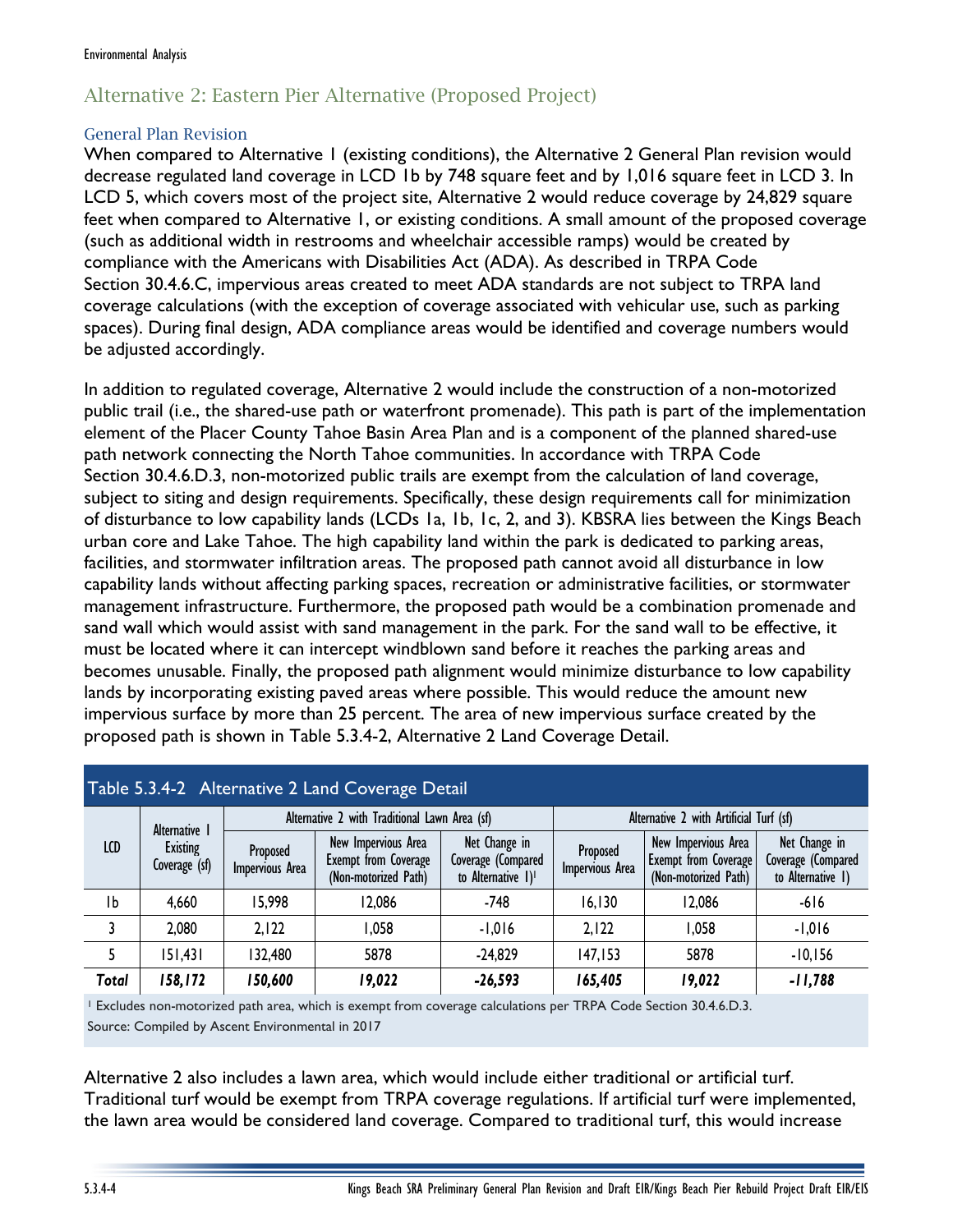## Alternative 2: Eastern Pier Alternative (Proposed Project)

### General Plan Revision

When compared to Alternative 1 (existing conditions), the Alternative 2 General Plan revision would decrease regulated land coverage in LCD 1b by 748 square feet and by 1,016 square feet in LCD 3. In LCD 5, which covers most of the project site, Alternative 2 would reduce coverage by 24,829 square feet when compared to Alternative 1, or existing conditions. A small amount of the proposed coverage (such as additional width in restrooms and wheelchair accessible ramps) would be created by compliance with the Americans with Disabilities Act (ADA). As described in TRPA Code Section 30.4.6.C, impervious areas created to meet ADA standards are not subject to TRPA land coverage calculations (with the exception of coverage associated with vehicular use, such as parking spaces). During final design, ADA compliance areas would be identified and coverage numbers would be adjusted accordingly.

In addition to regulated coverage, Alternative 2 would include the construction of a non-motorized public trail (i.e., the shared-use path or waterfront promenade). This path is part of the implementation element of the Placer County Tahoe Basin Area Plan and is a component of the planned shared-use path network connecting the North Tahoe communities. In accordance with TRPA Code Section 30.4.6.D.3, non-motorized public trails are exempt from the calculation of land coverage, subject to siting and design requirements. Specifically, these design requirements call for minimization of disturbance to low capability lands (LCDs 1a, 1b, 1c, 2, and 3). KBSRA lies between the Kings Beach urban core and Lake Tahoe. The high capability land within the park is dedicated to parking areas, facilities, and stormwater infiltration areas. The proposed path cannot avoid all disturbance in low capability lands without affecting parking spaces, recreation or administrative facilities, or stormwater management infrastructure. Furthermore, the proposed path would be a combination promenade and sand wall which would assist with sand management in the park. For the sand wall to be effective, it must be located where it can intercept windblown sand before it reaches the parking areas and becomes unusable. Finally, the proposed path alignment would minimize disturbance to low capability lands by incorporating existing paved areas where possible. This would reduce the amount new impervious surface by more than 25 percent. The area of new impervious surface created by the proposed path is shown in Table 5.3.4-2, Alternative 2 Land Coverage Detail.

**Table 5.3.4-2 Alternative 2 Land Coverage Detail**

| LCD | Alternative 1 Existing Coverage (sf) | Alternative 2 with Traditional Lawn Area (sf) | | | Alternative 2 with Artificial Turf (sf) | | |
|---|---|---|---|---|---|---|---|
| | | Proposed Impervious Area | New Impervious Area Exempt from Coverage (Non-motorized Path) | Net Change in Coverage (Compared to Alternative 1)[1] | Proposed Impervious Area | New Impervious Area Exempt from Coverage (Non-motorized Path) | Net Change in Coverage (Compared to Alternative 1) |
| 1b | 4,660 | 15,998 | 12,086 | -748 | 16,130 | 12,086 | -616 |
| 3 | 2,080 | 2,122 | 1,058 | -1,016 | 2,122 | 1,058 | -1,016 |
| 5 | 151,431 | 132,480 | 5878 | -24,829 | 147,153 | 5878 | -10,156 |
| ***Total*** | ***158,172*** | ***150,600*** | ***19,022*** | ***-26,593*** | ***165,405*** | ***19,022*** | ***-11,788*** |

[1] Excludes non-motorized path area, which is exempt from coverage calculations per TRPA Code Section 30.4.6.D.3.

Source: Compiled by Ascent Environmental in 2017

Alternative 2 also includes a lawn area, which would include either traditional or artificial turf. Traditional turf would be exempt from TRPA coverage regulations. If artificial turf were implemented, the lawn area would be considered land coverage. Compared to traditional turf, this would increase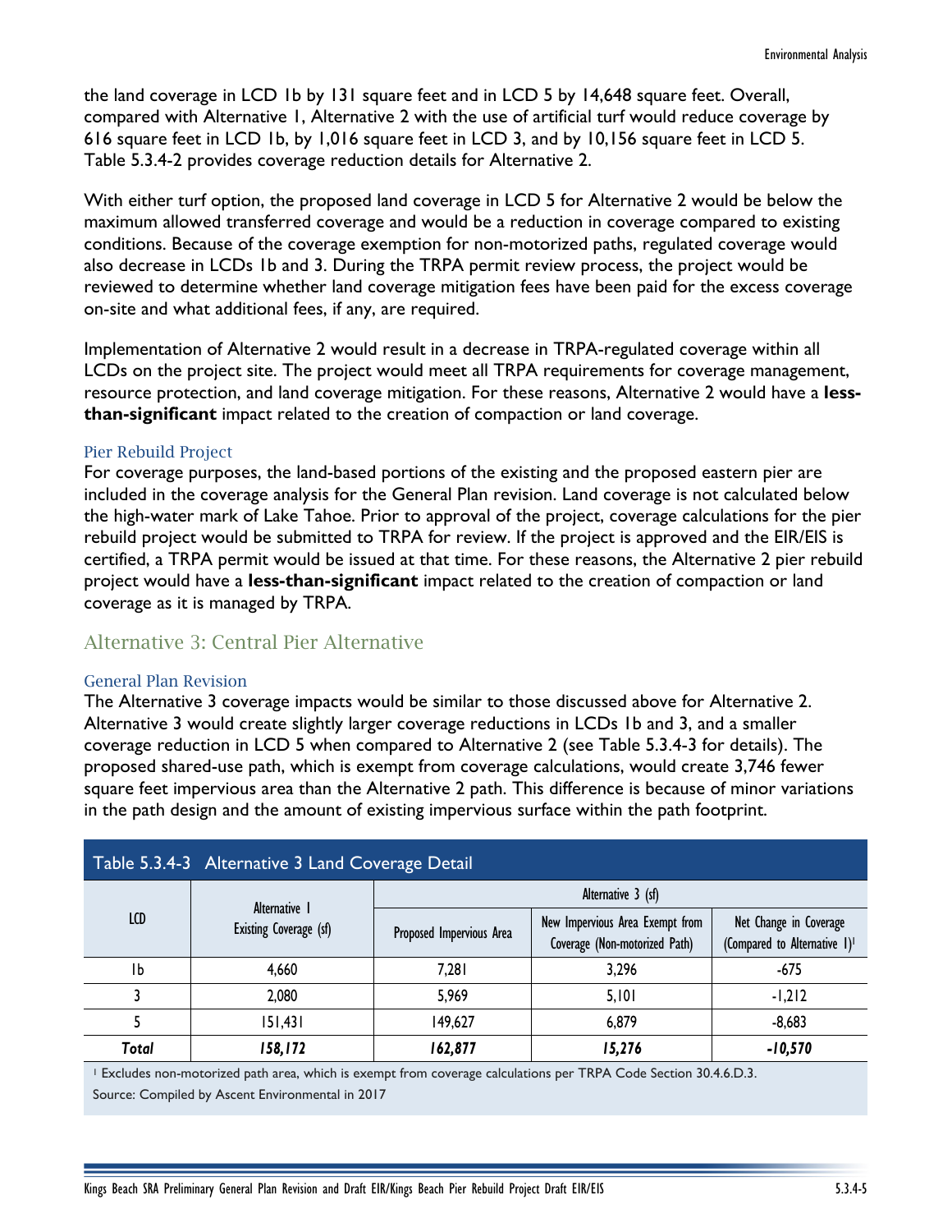the land coverage in LCD 1b by 131 square feet and in LCD 5 by 14,648 square feet. Overall, compared with Alternative 1, Alternative 2 with the use of artificial turf would reduce coverage by 616 square feet in LCD 1b, by 1,016 square feet in LCD 3, and by 10,156 square feet in LCD 5. Table 5.3.4-2 provides coverage reduction details for Alternative 2.

With either turf option, the proposed land coverage in LCD 5 for Alternative 2 would be below the maximum allowed transferred coverage and would be a reduction in coverage compared to existing conditions. Because of the coverage exemption for non-motorized paths, regulated coverage would also decrease in LCDs 1b and 3. During the TRPA permit review process, the project would be reviewed to determine whether land coverage mitigation fees have been paid for the excess coverage on-site and what additional fees, if any, are required.

Implementation of Alternative 2 would result in a decrease in TRPA-regulated coverage within all LCDs on the project site. The project would meet all TRPA requirements for coverage management, resource protection, and land coverage mitigation. For these reasons, Alternative 2 would have a **less-than-significant** impact related to the creation of compaction or land coverage.

#### Pier Rebuild Project

For coverage purposes, the land-based portions of the existing and the proposed eastern pier are included in the coverage analysis for the General Plan revision. Land coverage is not calculated below the high-water mark of Lake Tahoe. Prior to approval of the project, coverage calculations for the pier rebuild project would be submitted to TRPA for review. If the project is approved and the EIR/EIS is certified, a TRPA permit would be issued at that time. For these reasons, the Alternative 2 pier rebuild project would have a **less-than-significant** impact related to the creation of compaction or land coverage as it is managed by TRPA.

### Alternative 3: Central Pier Alternative

#### General Plan Revision

The Alternative 3 coverage impacts would be similar to those discussed above for Alternative 2. Alternative 3 would create slightly larger coverage reductions in LCDs 1b and 3, and a smaller coverage reduction in LCD 5 when compared to Alternative 2 (see Table 5.3.4-3 for details). The proposed shared-use path, which is exempt from coverage calculations, would create 3,746 fewer square feet impervious area than the Alternative 2 path. This difference is because of minor variations in the path design and the amount of existing impervious surface within the path footprint.

**Table 5.3.4-3 Alternative 3 Land Coverage Detail**

| LCD | Alternative 1 Existing Coverage (sf) | Alternative 3 (sf) | | |
|---|---|---|---|---|
| | | Proposed Impervious Area | New Impervious Area Exempt from Coverage (Non-motorized Path) | Net Change in Coverage (Compared to Alternative 1)[1] |
| 1b | 4,660 | 7,281 | 3,296 | -675 |
| 3 | 2,080 | 5,969 | 5,101 | -1,212 |
| 5 | 151,431 | 149,627 | 6,879 | -8,683 |
| ***Total*** | ***158,172*** | ***162,877*** | ***15,276*** | ***-10,570*** |

[1] Excludes non-motorized path area, which is exempt from coverage calculations per TRPA Code Section 30.4.6.D.3.

Source: Compiled by Ascent Environmental in 2017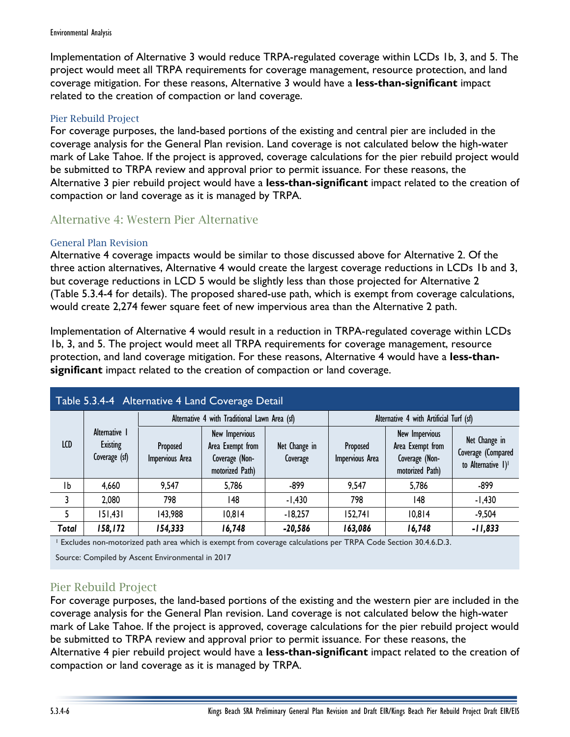Implementation of Alternative 3 would reduce TRPA-regulated coverage within LCDs 1b, 3, and 5. The project would meet all TRPA requirements for coverage management, resource protection, and land coverage mitigation. For these reasons, Alternative 3 would have a **less-than-significant** impact related to the creation of compaction or land coverage.

### Pier Rebuild Project

For coverage purposes, the land-based portions of the existing and central pier are included in the coverage analysis for the General Plan revision. Land coverage is not calculated below the high-water mark of Lake Tahoe. If the project is approved, coverage calculations for the pier rebuild project would be submitted to TRPA review and approval prior to permit issuance. For these reasons, the Alternative 3 pier rebuild project would have a **less-than-significant** impact related to the creation of compaction or land coverage as it is managed by TRPA.

## Alternative 4: Western Pier Alternative

### General Plan Revision

Alternative 4 coverage impacts would be similar to those discussed above for Alternative 2. Of the three action alternatives, Alternative 4 would create the largest coverage reductions in LCDs 1b and 3, but coverage reductions in LCD 5 would be slightly less than those projected for Alternative 2 (Table 5.3.4-4 for details). The proposed shared-use path, which is exempt from coverage calculations, would create 2,274 fewer square feet of new impervious area than the Alternative 2 path.

Implementation of Alternative 4 would result in a reduction in TRPA-regulated coverage within LCDs 1b, 3, and 5. The project would meet all TRPA requirements for coverage management, resource protection, and land coverage mitigation. For these reasons, Alternative 4 would have a **less-than-significant** impact related to the creation of compaction or land coverage.

**Table 5.3.4-4 Alternative 4 Land Coverage Detail**

| LCD | Alternative 1 Existing Coverage (sf) | Alternative 4 with Traditional Lawn Area (sf) | | | Alternative 4 with Artificial Turf (sf) | | |
|---|---|---|---|---|---|---|---|
| | | Proposed Impervious Area | New Impervious Area Exempt from Coverage (Non-motorized Path) | Net Change in Coverage | Proposed Impervious Area | New Impervious Area Exempt from Coverage (Non-motorized Path) | Net Change in Coverage (Compared to Alternative 1)[1] |
| 1b | 4,660 | 9,547 | 5,786 | -899 | 9,547 | 5,786 | -899 |
| 3 | 2,080 | 798 | 148 | -1,430 | 798 | 148 | -1,430 |
| 5 | 151,431 | 143,988 | 10,814 | -18,257 | 152,741 | 10,814 | -9,504 |
| ***Total*** | ***158,172*** | ***154,333*** | ***16,748*** | ***-20,586*** | ***163,086*** | ***16,748*** | ***-11,833*** |

[1] Excludes non-motorized path area which is exempt from coverage calculations per TRPA Code Section 30.4.6.D.3.

Source: Compiled by Ascent Environmental in 2017

### Pier Rebuild Project

For coverage purposes, the land-based portions of the existing and the western pier are included in the coverage analysis for the General Plan revision. Land coverage is not calculated below the high-water mark of Lake Tahoe. If the project is approved, coverage calculations for the pier rebuild project would be submitted to TRPA review and approval prior to permit issuance. For these reasons, the Alternative 4 pier rebuild project would have a **less-than-significant** impact related to the creation of compaction or land coverage as it is managed by TRPA.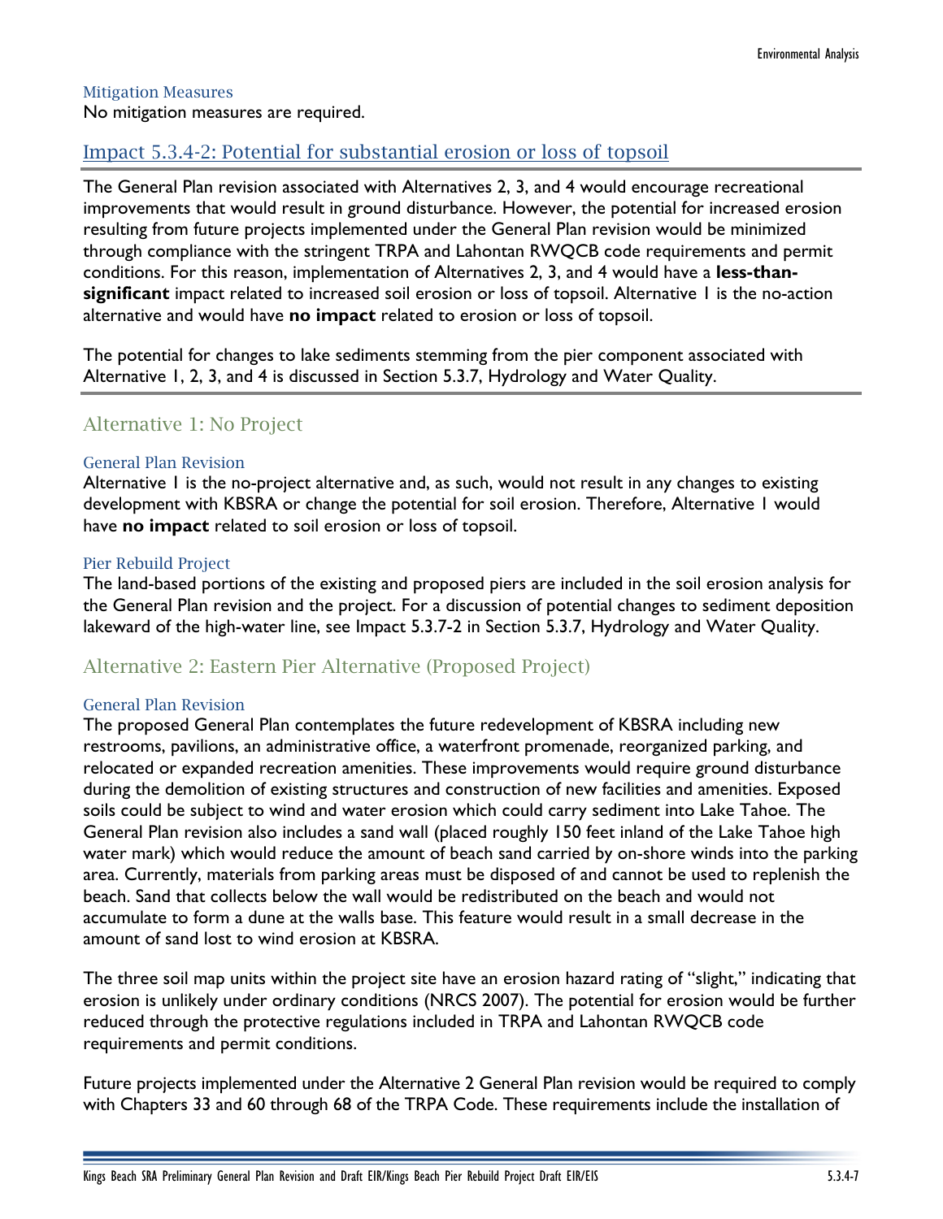### Mitigation Measures

No mitigation measures are required.

## Impact 5.3.4-2: Potential for substantial erosion or loss of topsoil

The General Plan revision associated with Alternatives 2, 3, and 4 would encourage recreational improvements that would result in ground disturbance. However, the potential for increased erosion resulting from future projects implemented under the General Plan revision would be minimized through compliance with the stringent TRPA and Lahontan RWQCB code requirements and permit conditions. For this reason, implementation of Alternatives 2, 3, and 4 would have a **less-than-significant** impact related to increased soil erosion or loss of topsoil. Alternative 1 is the no-action alternative and would have **no impact** related to erosion or loss of topsoil.

The potential for changes to lake sediments stemming from the pier component associated with Alternative 1, 2, 3, and 4 is discussed in Section 5.3.7, Hydrology and Water Quality.

## Alternative 1: No Project

### General Plan Revision

Alternative 1 is the no-project alternative and, as such, would not result in any changes to existing development with KBSRA or change the potential for soil erosion. Therefore, Alternative 1 would have **no impact** related to soil erosion or loss of topsoil.

### Pier Rebuild Project

The land-based portions of the existing and proposed piers are included in the soil erosion analysis for the General Plan revision and the project. For a discussion of potential changes to sediment deposition lakeward of the high-water line, see Impact 5.3.7-2 in Section 5.3.7, Hydrology and Water Quality.

## Alternative 2: Eastern Pier Alternative (Proposed Project)

### General Plan Revision

The proposed General Plan contemplates the future redevelopment of KBSRA including new restrooms, pavilions, an administrative office, a waterfront promenade, reorganized parking, and relocated or expanded recreation amenities. These improvements would require ground disturbance during the demolition of existing structures and construction of new facilities and amenities. Exposed soils could be subject to wind and water erosion which could carry sediment into Lake Tahoe. The General Plan revision also includes a sand wall (placed roughly 150 feet inland of the Lake Tahoe high water mark) which would reduce the amount of beach sand carried by on-shore winds into the parking area. Currently, materials from parking areas must be disposed of and cannot be used to replenish the beach. Sand that collects below the wall would be redistributed on the beach and would not accumulate to form a dune at the walls base. This feature would result in a small decrease in the amount of sand lost to wind erosion at KBSRA.

The three soil map units within the project site have an erosion hazard rating of "slight," indicating that erosion is unlikely under ordinary conditions (NRCS 2007). The potential for erosion would be further reduced through the protective regulations included in TRPA and Lahontan RWQCB code requirements and permit conditions.

Future projects implemented under the Alternative 2 General Plan revision would be required to comply with Chapters 33 and 60 through 68 of the TRPA Code. These requirements include the installation of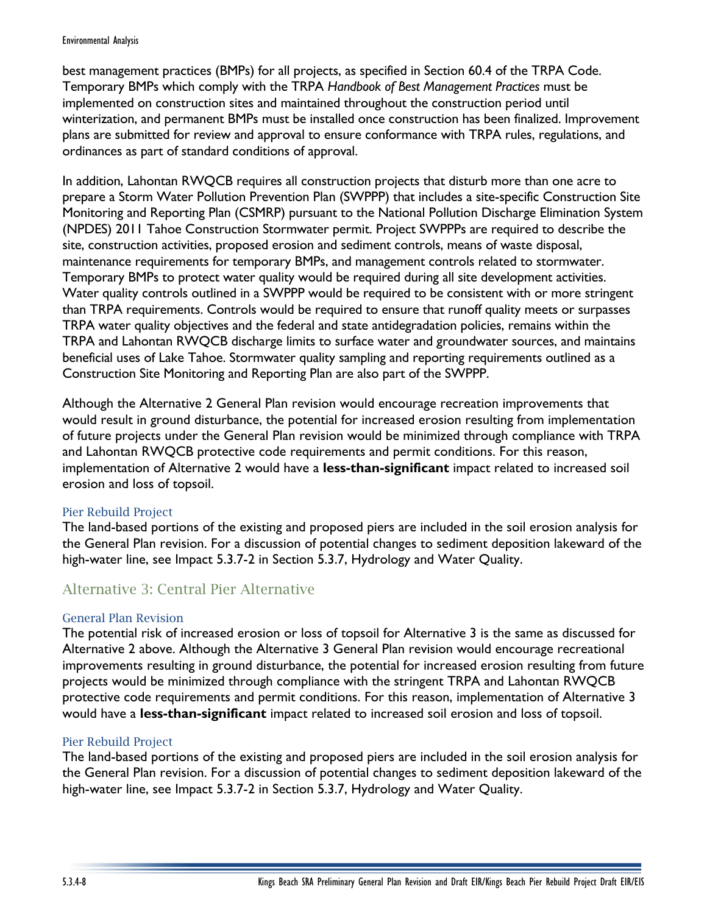best management practices (BMPs) for all projects, as specified in Section 60.4 of the TRPA Code. Temporary BMPs which comply with the TRPA *Handbook of Best Management Practices* must be implemented on construction sites and maintained throughout the construction period until winterization, and permanent BMPs must be installed once construction has been finalized. Improvement plans are submitted for review and approval to ensure conformance with TRPA rules, regulations, and ordinances as part of standard conditions of approval.

In addition, Lahontan RWQCB requires all construction projects that disturb more than one acre to prepare a Storm Water Pollution Prevention Plan (SWPPP) that includes a site-specific Construction Site Monitoring and Reporting Plan (CSMRP) pursuant to the National Pollution Discharge Elimination System (NPDES) 2011 Tahoe Construction Stormwater permit. Project SWPPPs are required to describe the site, construction activities, proposed erosion and sediment controls, means of waste disposal, maintenance requirements for temporary BMPs, and management controls related to stormwater. Temporary BMPs to protect water quality would be required during all site development activities. Water quality controls outlined in a SWPPP would be required to be consistent with or more stringent than TRPA requirements. Controls would be required to ensure that runoff quality meets or surpasses TRPA water quality objectives and the federal and state antidegradation policies, remains within the TRPA and Lahontan RWQCB discharge limits to surface water and groundwater sources, and maintains beneficial uses of Lake Tahoe. Stormwater quality sampling and reporting requirements outlined as a Construction Site Monitoring and Reporting Plan are also part of the SWPPP.

Although the Alternative 2 General Plan revision would encourage recreation improvements that would result in ground disturbance, the potential for increased erosion resulting from implementation of future projects under the General Plan revision would be minimized through compliance with TRPA and Lahontan RWQCB protective code requirements and permit conditions. For this reason, implementation of Alternative 2 would have a **less-than-significant** impact related to increased soil erosion and loss of topsoil.

#### Pier Rebuild Project

The land-based portions of the existing and proposed piers are included in the soil erosion analysis for the General Plan revision. For a discussion of potential changes to sediment deposition lakeward of the high-water line, see Impact 5.3.7-2 in Section 5.3.7, Hydrology and Water Quality.

### Alternative 3: Central Pier Alternative

#### General Plan Revision

The potential risk of increased erosion or loss of topsoil for Alternative 3 is the same as discussed for Alternative 2 above. Although the Alternative 3 General Plan revision would encourage recreational improvements resulting in ground disturbance, the potential for increased erosion resulting from future projects would be minimized through compliance with the stringent TRPA and Lahontan RWQCB protective code requirements and permit conditions. For this reason, implementation of Alternative 3 would have a **less-than-significant** impact related to increased soil erosion and loss of topsoil.

#### Pier Rebuild Project

The land-based portions of the existing and proposed piers are included in the soil erosion analysis for the General Plan revision. For a discussion of potential changes to sediment deposition lakeward of the high-water line, see Impact 5.3.7-2 in Section 5.3.7, Hydrology and Water Quality.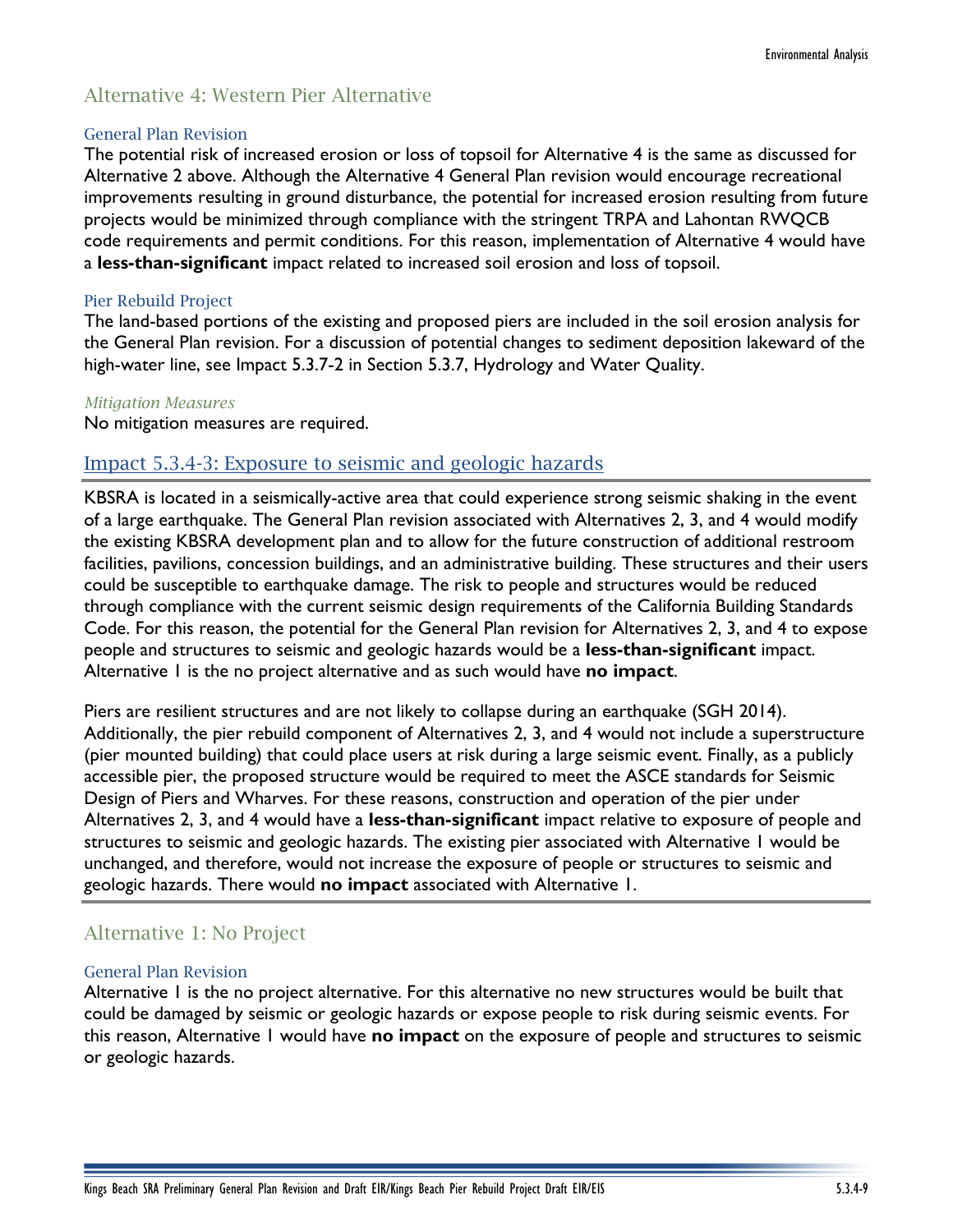## Alternative 4: Western Pier Alternative

### General Plan Revision

The potential risk of increased erosion or loss of topsoil for Alternative 4 is the same as discussed for Alternative 2 above. Although the Alternative 4 General Plan revision would encourage recreational improvements resulting in ground disturbance, the potential for increased erosion resulting from future projects would be minimized through compliance with the stringent TRPA and Lahontan RWQCB code requirements and permit conditions. For this reason, implementation of Alternative 4 would have a **less-than-significant** impact related to increased soil erosion and loss of topsoil.

### Pier Rebuild Project

The land-based portions of the existing and proposed piers are included in the soil erosion analysis for the General Plan revision. For a discussion of potential changes to sediment deposition lakeward of the high-water line, see Impact 5.3.7-2 in Section 5.3.7, Hydrology and Water Quality.

#### *Mitigation Measures*

No mitigation measures are required.

## Impact 5.3.4-3: Exposure to seismic and geologic hazards

KBSRA is located in a seismically-active area that could experience strong seismic shaking in the event of a large earthquake. The General Plan revision associated with Alternatives 2, 3, and 4 would modify the existing KBSRA development plan and to allow for the future construction of additional restroom facilities, pavilions, concession buildings, and an administrative building. These structures and their users could be susceptible to earthquake damage. The risk to people and structures would be reduced through compliance with the current seismic design requirements of the California Building Standards Code. For this reason, the potential for the General Plan revision for Alternatives 2, 3, and 4 to expose people and structures to seismic and geologic hazards would be a **less-than-significant** impact. Alternative 1 is the no project alternative and as such would have **no impact**.

Piers are resilient structures and are not likely to collapse during an earthquake (SGH 2014). Additionally, the pier rebuild component of Alternatives 2, 3, and 4 would not include a superstructure (pier mounted building) that could place users at risk during a large seismic event. Finally, as a publicly accessible pier, the proposed structure would be required to meet the ASCE standards for Seismic Design of Piers and Wharves. For these reasons, construction and operation of the pier under Alternatives 2, 3, and 4 would have a **less-than-significant** impact relative to exposure of people and structures to seismic and geologic hazards. The existing pier associated with Alternative 1 would be unchanged, and therefore, would not increase the exposure of people or structures to seismic and geologic hazards. There would **no impact** associated with Alternative 1.

## Alternative 1: No Project

### General Plan Revision

Alternative 1 is the no project alternative. For this alternative no new structures would be built that could be damaged by seismic or geologic hazards or expose people to risk during seismic events. For this reason, Alternative 1 would have **no impact** on the exposure of people and structures to seismic or geologic hazards.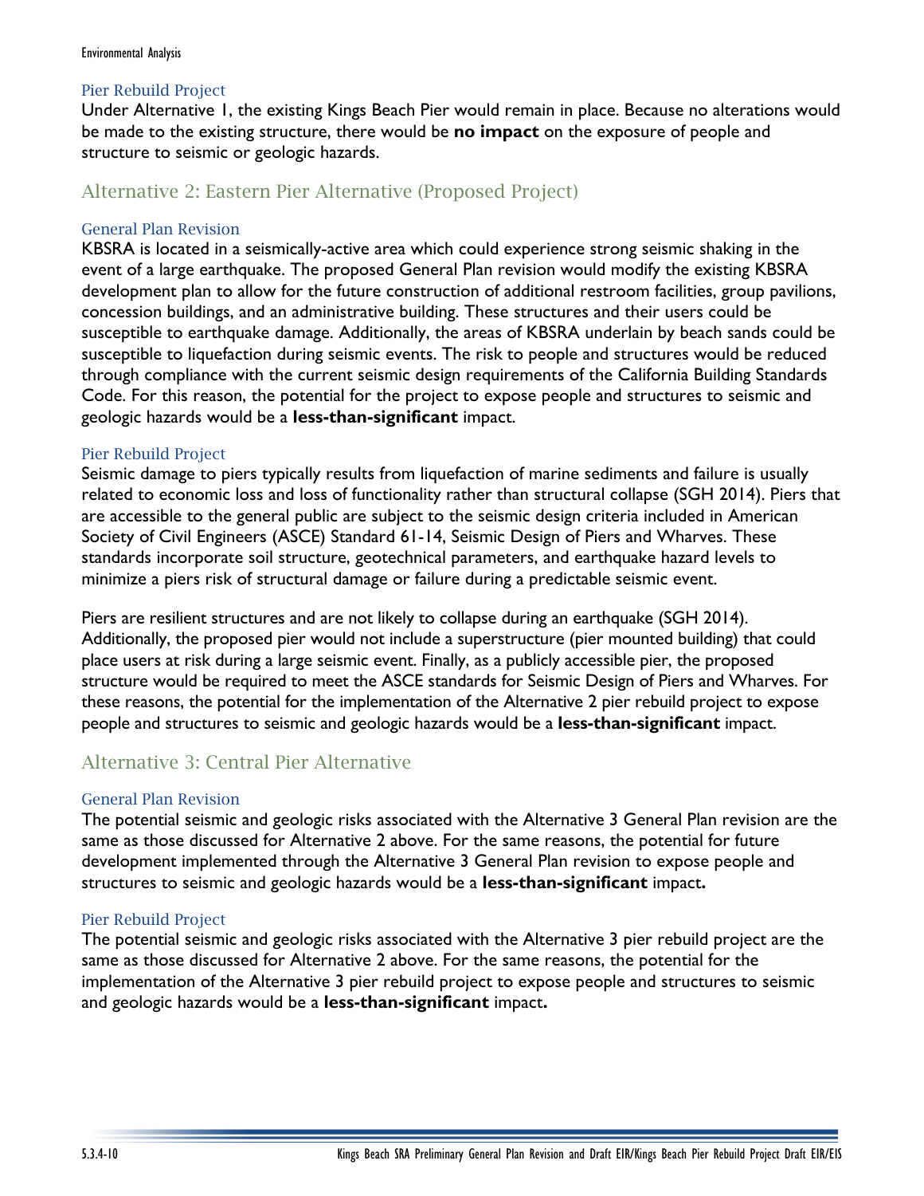#### Pier Rebuild Project

Under Alternative 1, the existing Kings Beach Pier would remain in place. Because no alterations would be made to the existing structure, there would be **no impact** on the exposure of people and structure to seismic or geologic hazards.

### Alternative 2: Eastern Pier Alternative (Proposed Project)

#### General Plan Revision

KBSRA is located in a seismically-active area which could experience strong seismic shaking in the event of a large earthquake. The proposed General Plan revision would modify the existing KBSRA development plan to allow for the future construction of additional restroom facilities, group pavilions, concession buildings, and an administrative building. These structures and their users could be susceptible to earthquake damage. Additionally, the areas of KBSRA underlain by beach sands could be susceptible to liquefaction during seismic events. The risk to people and structures would be reduced through compliance with the current seismic design requirements of the California Building Standards Code. For this reason, the potential for the project to expose people and structures to seismic and geologic hazards would be a **less-than-significant** impact.

#### Pier Rebuild Project

Seismic damage to piers typically results from liquefaction of marine sediments and failure is usually related to economic loss and loss of functionality rather than structural collapse (SGH 2014). Piers that are accessible to the general public are subject to the seismic design criteria included in American Society of Civil Engineers (ASCE) Standard 61-14, Seismic Design of Piers and Wharves. These standards incorporate soil structure, geotechnical parameters, and earthquake hazard levels to minimize a piers risk of structural damage or failure during a predictable seismic event.

Piers are resilient structures and are not likely to collapse during an earthquake (SGH 2014). Additionally, the proposed pier would not include a superstructure (pier mounted building) that could place users at risk during a large seismic event. Finally, as a publicly accessible pier, the proposed structure would be required to meet the ASCE standards for Seismic Design of Piers and Wharves. For these reasons, the potential for the implementation of the Alternative 2 pier rebuild project to expose people and structures to seismic and geologic hazards would be a **less-than-significant** impact.

### Alternative 3: Central Pier Alternative

#### General Plan Revision

The potential seismic and geologic risks associated with the Alternative 3 General Plan revision are the same as those discussed for Alternative 2 above. For the same reasons, the potential for future development implemented through the Alternative 3 General Plan revision to expose people and structures to seismic and geologic hazards would be a **less-than-significant** impact**.**

#### Pier Rebuild Project

The potential seismic and geologic risks associated with the Alternative 3 pier rebuild project are the same as those discussed for Alternative 2 above. For the same reasons, the potential for the implementation of the Alternative 3 pier rebuild project to expose people and structures to seismic and geologic hazards would be a **less-than-significant** impact**.**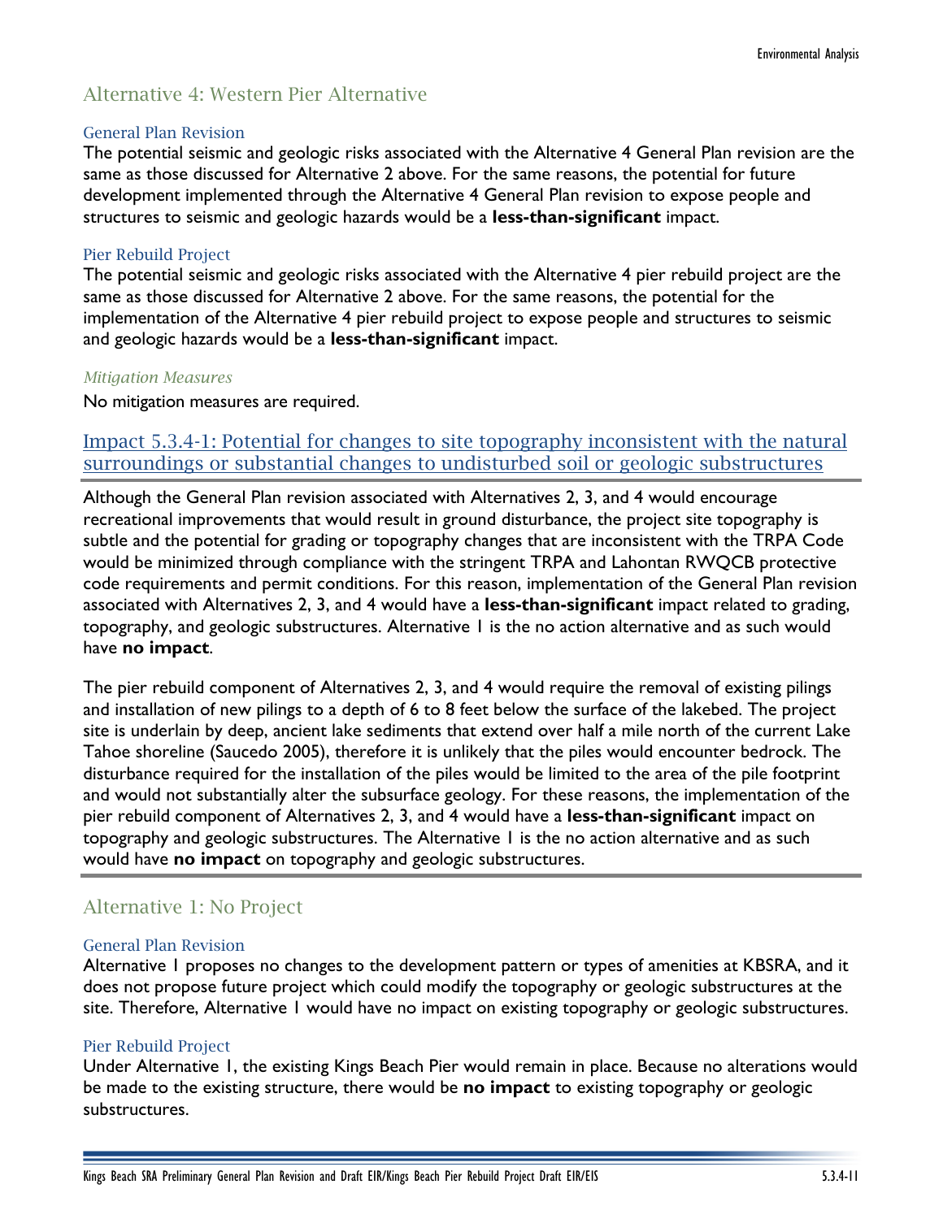## Alternative 4: Western Pier Alternative

### General Plan Revision

The potential seismic and geologic risks associated with the Alternative 4 General Plan revision are the same as those discussed for Alternative 2 above. For the same reasons, the potential for future development implemented through the Alternative 4 General Plan revision to expose people and structures to seismic and geologic hazards would be a **less-than-significant** impact.

### Pier Rebuild Project

The potential seismic and geologic risks associated with the Alternative 4 pier rebuild project are the same as those discussed for Alternative 2 above. For the same reasons, the potential for the implementation of the Alternative 4 pier rebuild project to expose people and structures to seismic and geologic hazards would be a **less-than-significant** impact.

#### *Mitigation Measures*

No mitigation measures are required.

## Impact 5.3.4-1: Potential for changes to site topography inconsistent with the natural surroundings or substantial changes to undisturbed soil or geologic substructures

Although the General Plan revision associated with Alternatives 2, 3, and 4 would encourage recreational improvements that would result in ground disturbance, the project site topography is subtle and the potential for grading or topography changes that are inconsistent with the TRPA Code would be minimized through compliance with the stringent TRPA and Lahontan RWQCB protective code requirements and permit conditions. For this reason, implementation of the General Plan revision associated with Alternatives 2, 3, and 4 would have a **less-than-significant** impact related to grading, topography, and geologic substructures. Alternative 1 is the no action alternative and as such would have **no impact**.

The pier rebuild component of Alternatives 2, 3, and 4 would require the removal of existing pilings and installation of new pilings to a depth of 6 to 8 feet below the surface of the lakebed. The project site is underlain by deep, ancient lake sediments that extend over half a mile north of the current Lake Tahoe shoreline (Saucedo 2005), therefore it is unlikely that the piles would encounter bedrock. The disturbance required for the installation of the piles would be limited to the area of the pile footprint and would not substantially alter the subsurface geology. For these reasons, the implementation of the pier rebuild component of Alternatives 2, 3, and 4 would have a **less-than-significant** impact on topography and geologic substructures. The Alternative 1 is the no action alternative and as such would have **no impact** on topography and geologic substructures.

## Alternative 1: No Project

### General Plan Revision

Alternative 1 proposes no changes to the development pattern or types of amenities at KBSRA, and it does not propose future project which could modify the topography or geologic substructures at the site. Therefore, Alternative 1 would have no impact on existing topography or geologic substructures.

### Pier Rebuild Project

Under Alternative 1, the existing Kings Beach Pier would remain in place. Because no alterations would be made to the existing structure, there would be **no impact** to existing topography or geologic substructures.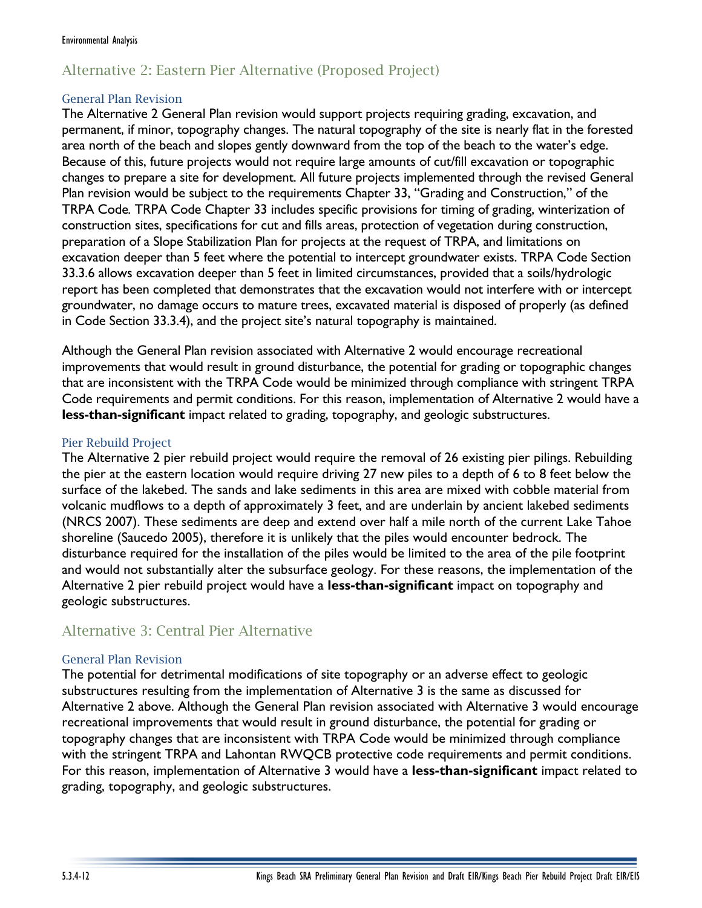## Alternative 2: Eastern Pier Alternative (Proposed Project)

### General Plan Revision

The Alternative 2 General Plan revision would support projects requiring grading, excavation, and permanent, if minor, topography changes. The natural topography of the site is nearly flat in the forested area north of the beach and slopes gently downward from the top of the beach to the water's edge. Because of this, future projects would not require large amounts of cut/fill excavation or topographic changes to prepare a site for development. All future projects implemented through the revised General Plan revision would be subject to the requirements Chapter 33, "Grading and Construction," of the TRPA Code. TRPA Code Chapter 33 includes specific provisions for timing of grading, winterization of construction sites, specifications for cut and fills areas, protection of vegetation during construction, preparation of a Slope Stabilization Plan for projects at the request of TRPA, and limitations on excavation deeper than 5 feet where the potential to intercept groundwater exists. TRPA Code Section 33.3.6 allows excavation deeper than 5 feet in limited circumstances, provided that a soils/hydrologic report has been completed that demonstrates that the excavation would not interfere with or intercept groundwater, no damage occurs to mature trees, excavated material is disposed of properly (as defined in Code Section 33.3.4), and the project site's natural topography is maintained.

Although the General Plan revision associated with Alternative 2 would encourage recreational improvements that would result in ground disturbance, the potential for grading or topographic changes that are inconsistent with the TRPA Code would be minimized through compliance with stringent TRPA Code requirements and permit conditions. For this reason, implementation of Alternative 2 would have a **less-than-significant** impact related to grading, topography, and geologic substructures.

### Pier Rebuild Project

The Alternative 2 pier rebuild project would require the removal of 26 existing pier pilings. Rebuilding the pier at the eastern location would require driving 27 new piles to a depth of 6 to 8 feet below the surface of the lakebed. The sands and lake sediments in this area are mixed with cobble material from volcanic mudflows to a depth of approximately 3 feet, and are underlain by ancient lakebed sediments (NRCS 2007). These sediments are deep and extend over half a mile north of the current Lake Tahoe shoreline (Saucedo 2005), therefore it is unlikely that the piles would encounter bedrock. The disturbance required for the installation of the piles would be limited to the area of the pile footprint and would not substantially alter the subsurface geology. For these reasons, the implementation of the Alternative 2 pier rebuild project would have a **less-than-significant** impact on topography and geologic substructures.

## Alternative 3: Central Pier Alternative

### General Plan Revision

The potential for detrimental modifications of site topography or an adverse effect to geologic substructures resulting from the implementation of Alternative 3 is the same as discussed for Alternative 2 above. Although the General Plan revision associated with Alternative 3 would encourage recreational improvements that would result in ground disturbance, the potential for grading or topography changes that are inconsistent with TRPA Code would be minimized through compliance with the stringent TRPA and Lahontan RWQCB protective code requirements and permit conditions. For this reason, implementation of Alternative 3 would have a **less-than-significant** impact related to grading, topography, and geologic substructures.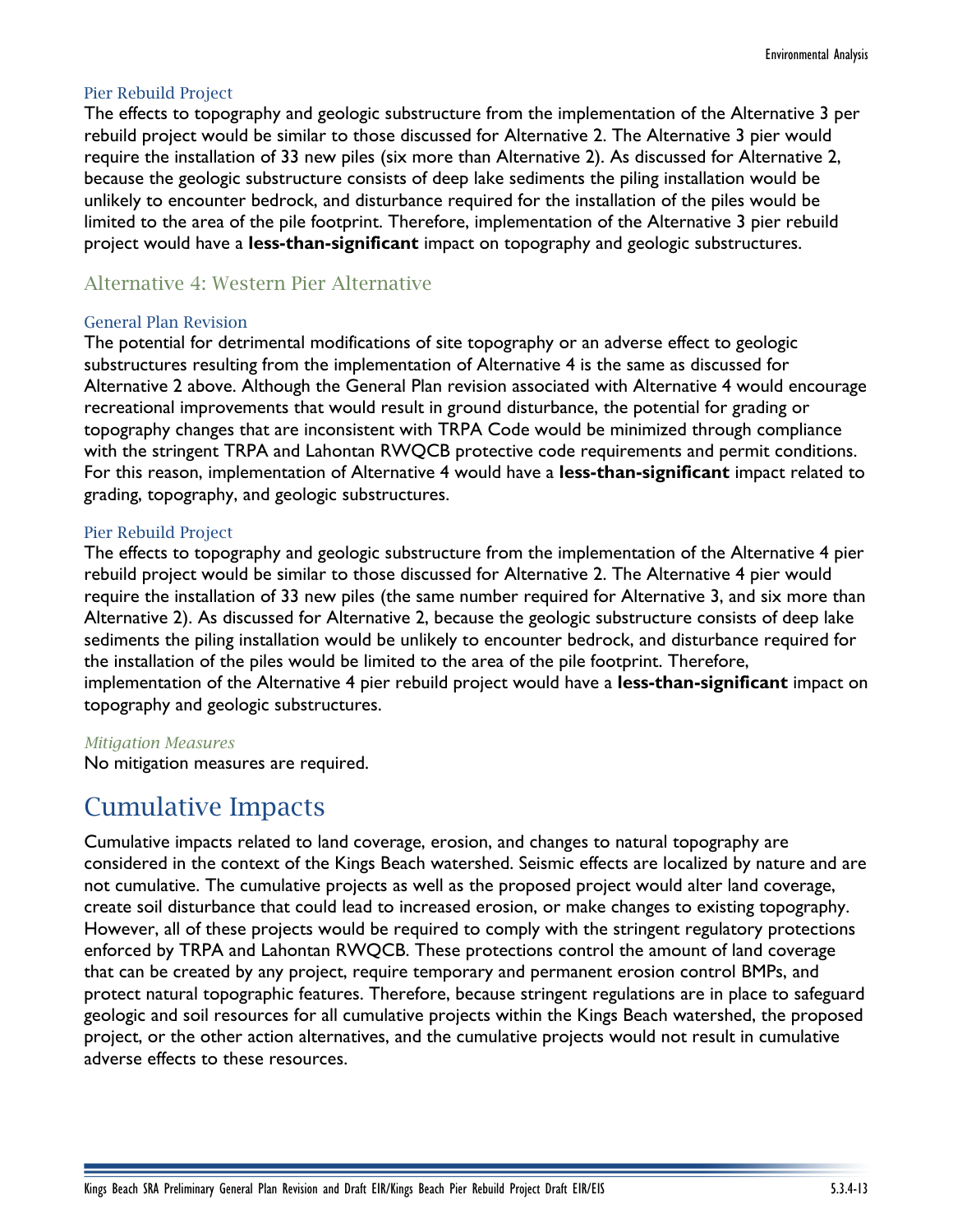### Pier Rebuild Project

The effects to topography and geologic substructure from the implementation of the Alternative 3 per rebuild project would be similar to those discussed for Alternative 2. The Alternative 3 pier would require the installation of 33 new piles (six more than Alternative 2). As discussed for Alternative 2, because the geologic substructure consists of deep lake sediments the piling installation would be unlikely to encounter bedrock, and disturbance required for the installation of the piles would be limited to the area of the pile footprint. Therefore, implementation of the Alternative 3 pier rebuild project would have a **less-than-significant** impact on topography and geologic substructures.

## Alternative 4: Western Pier Alternative

### General Plan Revision

The potential for detrimental modifications of site topography or an adverse effect to geologic substructures resulting from the implementation of Alternative 4 is the same as discussed for Alternative 2 above. Although the General Plan revision associated with Alternative 4 would encourage recreational improvements that would result in ground disturbance, the potential for grading or topography changes that are inconsistent with TRPA Code would be minimized through compliance with the stringent TRPA and Lahontan RWQCB protective code requirements and permit conditions. For this reason, implementation of Alternative 4 would have a **less-than-significant** impact related to grading, topography, and geologic substructures.

### Pier Rebuild Project

The effects to topography and geologic substructure from the implementation of the Alternative 4 pier rebuild project would be similar to those discussed for Alternative 2. The Alternative 4 pier would require the installation of 33 new piles (the same number required for Alternative 3, and six more than Alternative 2). As discussed for Alternative 2, because the geologic substructure consists of deep lake sediments the piling installation would be unlikely to encounter bedrock, and disturbance required for the installation of the piles would be limited to the area of the pile footprint. Therefore, implementation of the Alternative 4 pier rebuild project would have a **less-than-significant** impact on topography and geologic substructures.

*Mitigation Measures*

No mitigation measures are required.

# Cumulative Impacts

Cumulative impacts related to land coverage, erosion, and changes to natural topography are considered in the context of the Kings Beach watershed. Seismic effects are localized by nature and are not cumulative. The cumulative projects as well as the proposed project would alter land coverage, create soil disturbance that could lead to increased erosion, or make changes to existing topography. However, all of these projects would be required to comply with the stringent regulatory protections enforced by TRPA and Lahontan RWQCB. These protections control the amount of land coverage that can be created by any project, require temporary and permanent erosion control BMPs, and protect natural topographic features. Therefore, because stringent regulations are in place to safeguard geologic and soil resources for all cumulative projects within the Kings Beach watershed, the proposed project, or the other action alternatives, and the cumulative projects would not result in cumulative adverse effects to these resources.